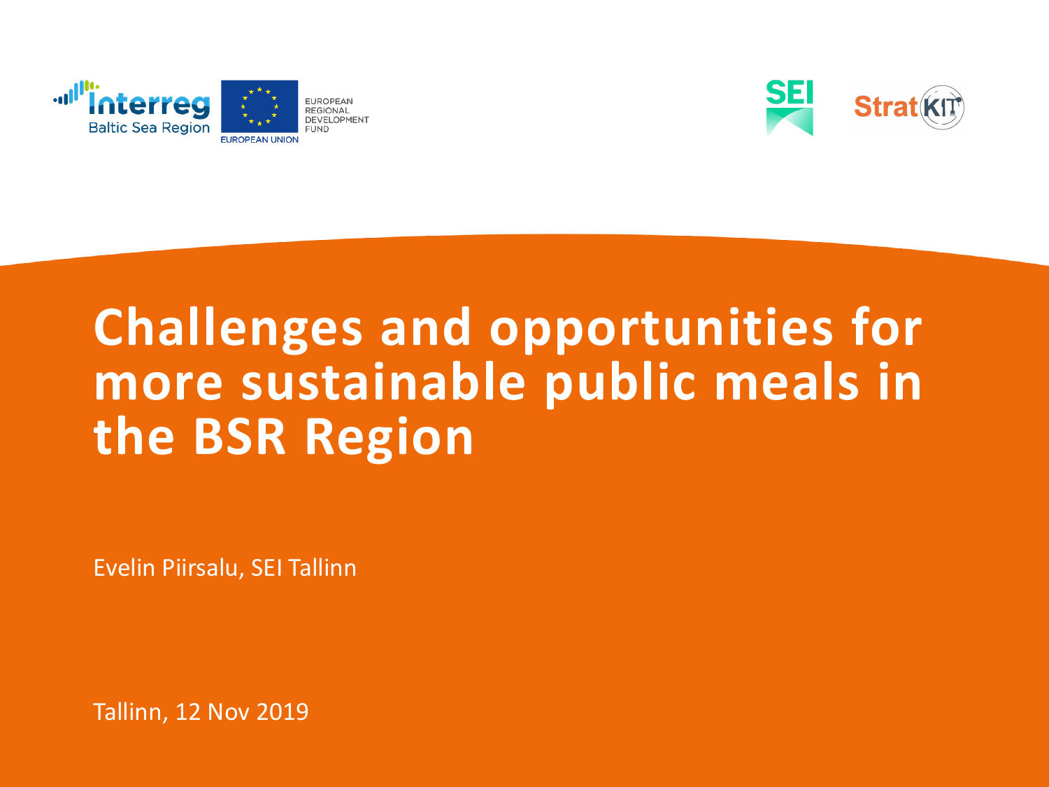# Challenges and opportunities for more sustainable public meals in the BSR Region

Evelin Piirsalu, SEI Tallinn

Tallinn, 12 Nov 2019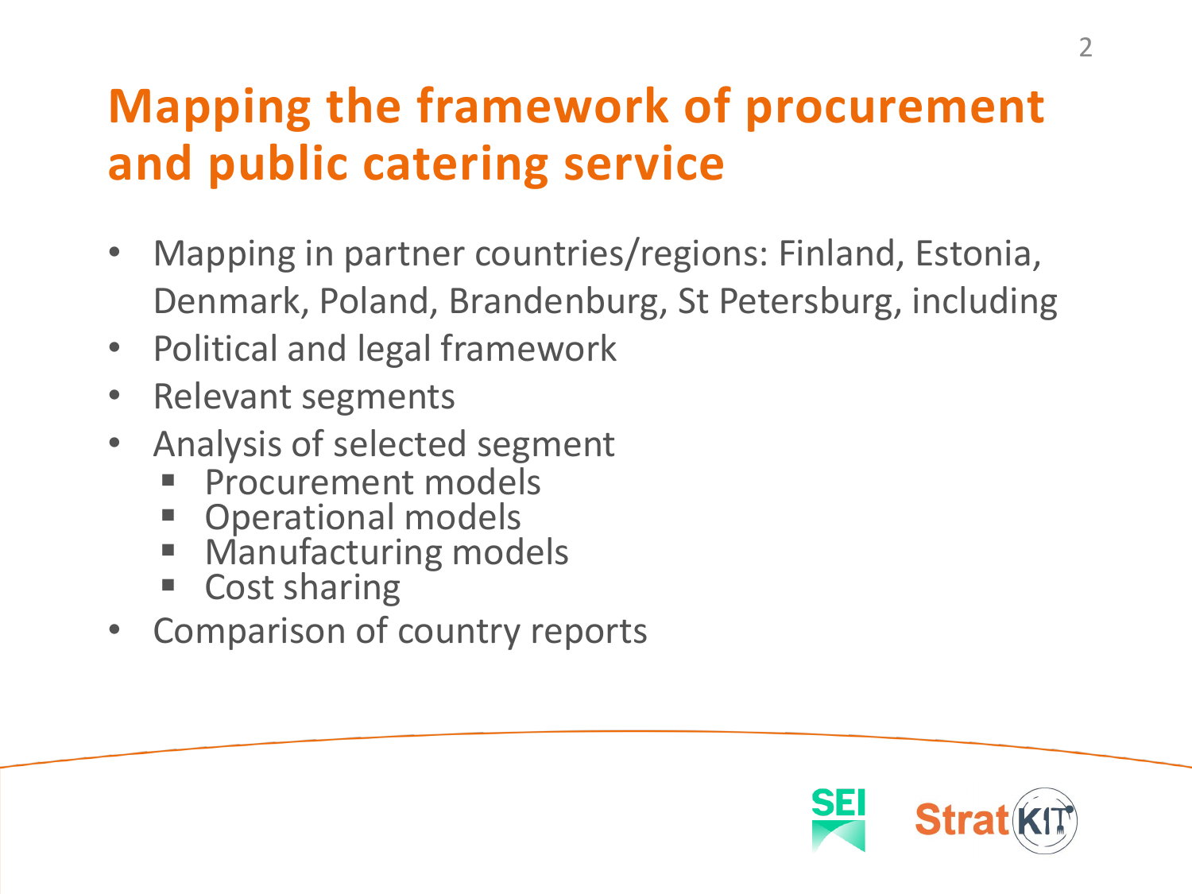# Mapping the framework of procurement and public catering service

- Mapping in partner countries/regions: Finland, Estonia, Denmark, Poland, Brandenburg, St Petersburg, including
- Political and legal framework
- Relevant segments
- Analysis of selected segment
  - Procurement models
  - Operational models
  - Manufacturing models
  - Cost sharing
- Comparison of country reports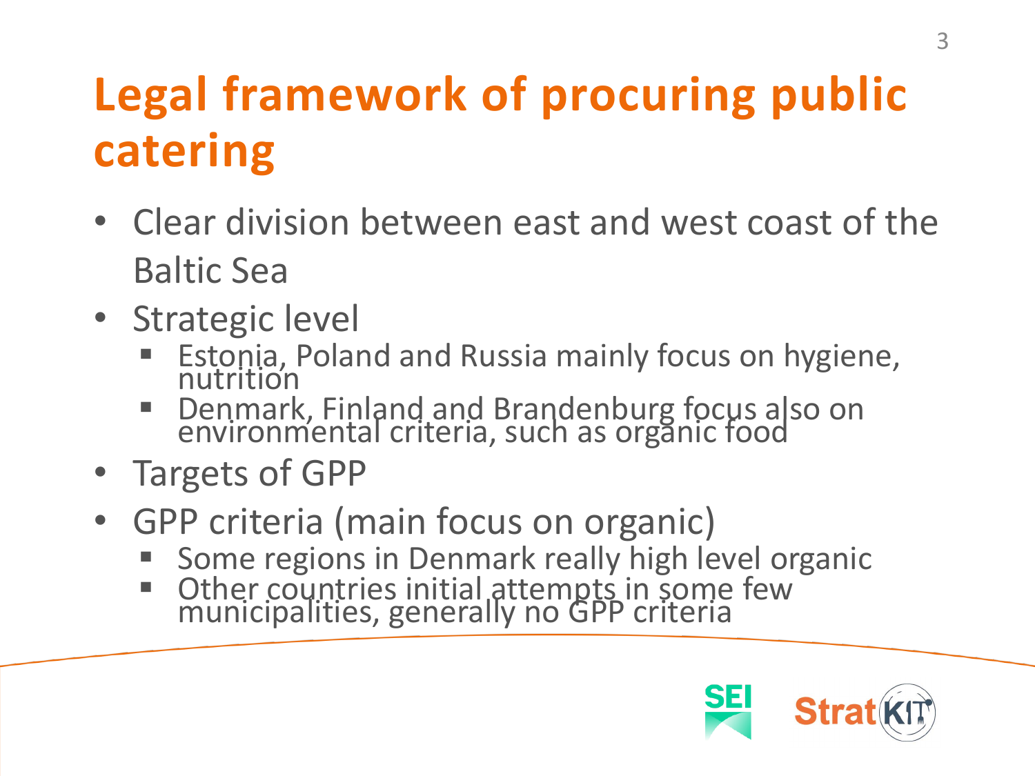# Legal framework of procuring public catering

- Clear division between east and west coast of the Baltic Sea
- Strategic level
  - Estonia, Poland and Russia mainly focus on hygiene, nutrition
  - Denmark, Finland and Brandenburg focus also on environmental criteria, such as organic food
- Targets of GPP
- GPP criteria (main focus on organic)
  - Some regions in Denmark really high level organic
  - Other countries initial attempts in some few municipalities, generally no GPP criteria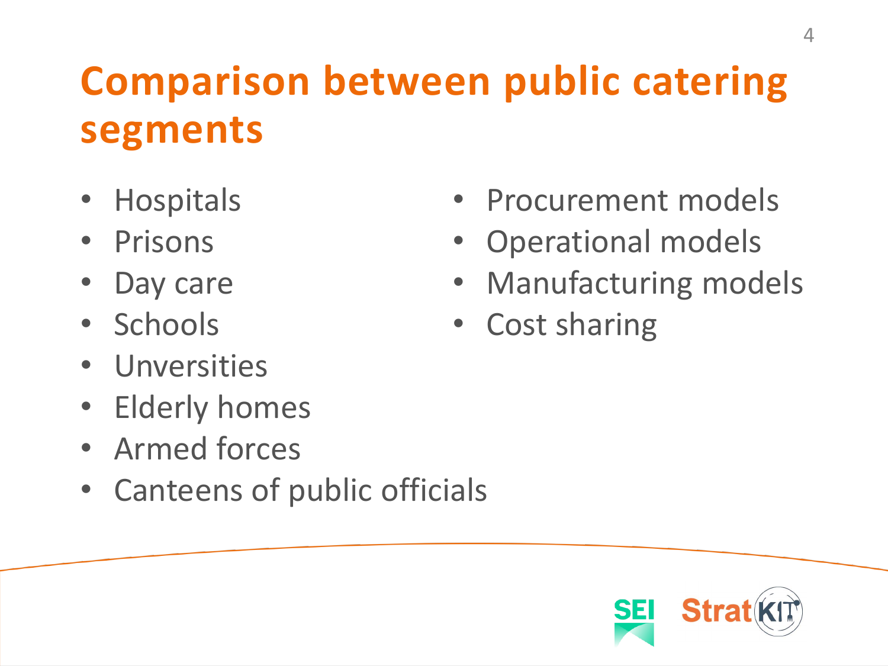# Comparison between public catering segments

- Hospitals
- Prisons
- Day care
- Schools
- Unversities
- Elderly homes
- Armed forces
- Canteens of public officials

- Procurement models
- Operational models
- Manufacturing models
- Cost sharing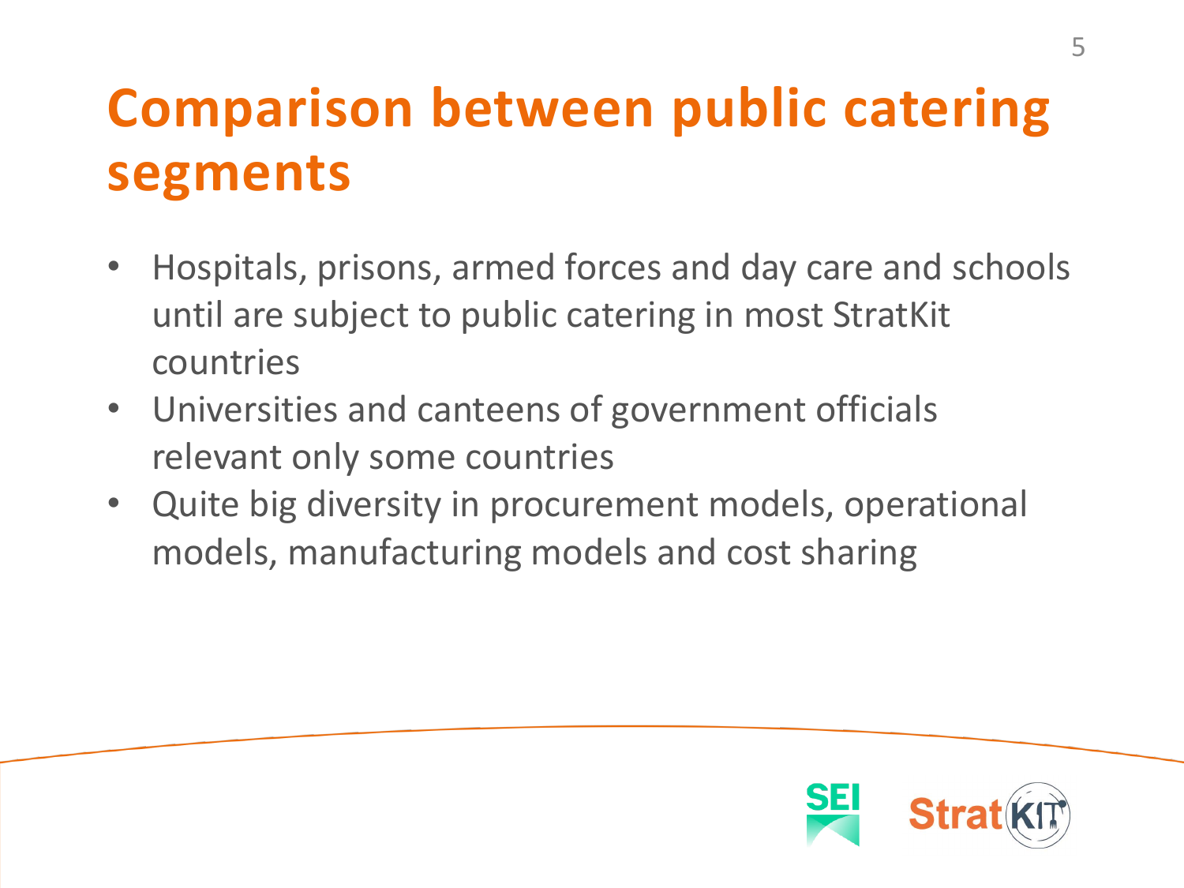# Comparison between public catering segments

- Hospitals, prisons, armed forces and day care and schools until are subject to public catering in most StratKit countries
- Universities and canteens of government officials relevant only some countries
- Quite big diversity in procurement models, operational models, manufacturing models and cost sharing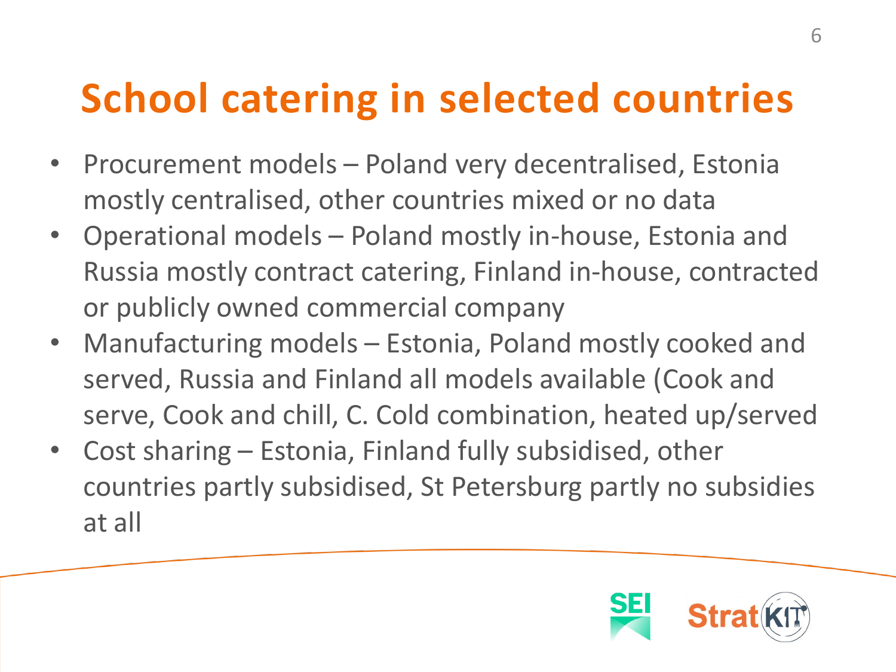# School catering in selected countries

- Procurement models – Poland very decentralised, Estonia mostly centralised, other countries mixed or no data
- Operational models – Poland mostly in-house, Estonia and Russia mostly contract catering, Finland in-house, contracted or publicly owned commercial company
- Manufacturing models – Estonia, Poland mostly cooked and served, Russia and Finland all models available (Cook and serve, Cook and chill, C. Cold combination, heated up/served
- Cost sharing – Estonia, Finland fully subsidised, other countries partly subsidised, St Petersburg partly no subsidies at all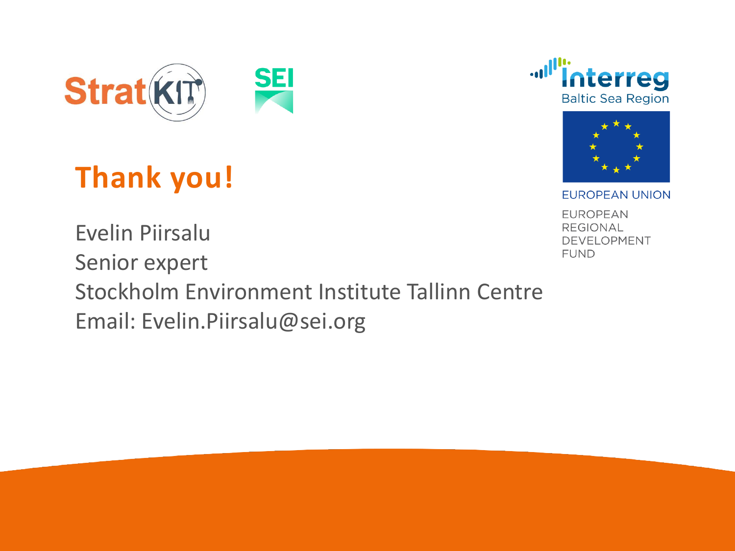StratKIT

SEI

Interreg Baltic Sea Region

EUROPEAN UNION

EUROPEAN REGIONAL DEVELOPMENT FUND

# Thank you!

Evelin Piirsalu

Senior expert

Stockholm Environment Institute Tallinn Centre

Email: Evelin.Piirsalu@sei.org